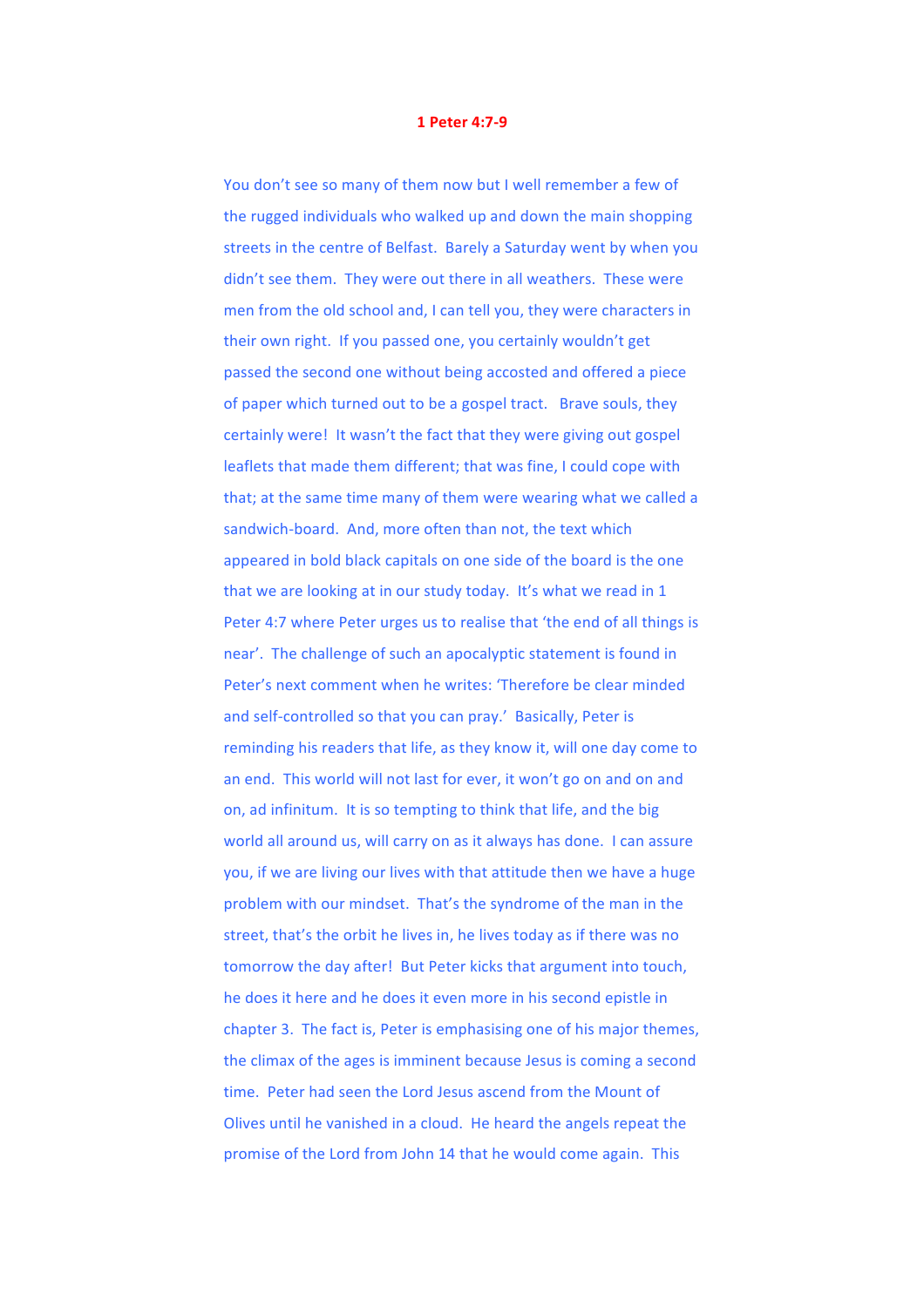# 1 Peter 4:7-9

You don't see so many of them now but I well remember a few of the rugged individuals who walked up and down the main shopping streets in the centre of Belfast. Barely a Saturday went by when you didn't see them. They were out there in all weathers. These were men from the old school and, I can tell you, they were characters in their own right. If you passed one, you certainly wouldn't get passed the second one without being accosted and offered a piece of paper which turned out to be a gospel tract. Brave souls, they certainly were! It wasn't the fact that they were giving out gospel leaflets that made them different; that was fine, I could cope with that; at the same time many of them were wearing what we called a sandwich-board. And, more often than not, the text which appeared in bold black capitals on one side of the board is the one that we are looking at in our study today. It's what we read in 1 Peter 4:7 where Peter urges us to realise that 'the end of all things is near'. The challenge of such an apocalyptic statement is found in Peter's next comment when he writes: 'Therefore be clear minded and self-controlled so that you can pray.' Basically, Peter is reminding his readers that life, as they know it, will one day come to an end. This world will not last for ever, it won't go on and on and on, ad infinitum. It is so tempting to think that life, and the big world all around us, will carry on as it always has done. I can assure you, if we are living our lives with that attitude then we have a huge problem with our mindset. That's the syndrome of the man in the street, that's the orbit he lives in, he lives today as if there was no tomorrow the day after! But Peter kicks that argument into touch, he does it here and he does it even more in his second epistle in chapter 3. The fact is, Peter is emphasising one of his major themes, the climax of the ages is imminent because Jesus is coming a second time. Peter had seen the Lord Jesus ascend from the Mount of Olives until he vanished in a cloud. He heard the angels repeat the promise of the Lord from John 14 that he would come again. This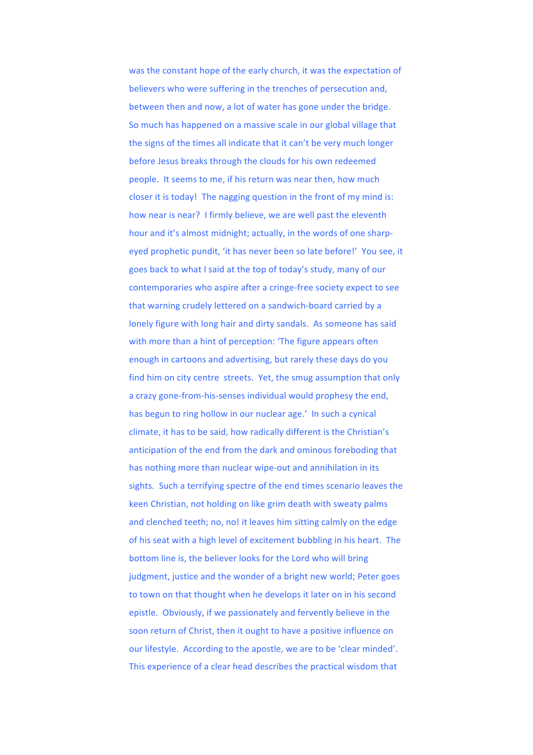was the constant hope of the early church, it was the expectation of believers who were suffering in the trenches of persecution and, between then and now, a lot of water has gone under the bridge. So much has happened on a massive scale in our global village that the signs of the times all indicate that it can't be very much longer before Jesus breaks through the clouds for his own redeemed people. It seems to me, if his return was near then, how much closer it is today! The nagging question in the front of my mind is: how near is near? I firmly believe, we are well past the eleventh hour and it's almost midnight; actually, in the words of one sharp-eyed prophetic pundit, 'it has never been so late before!' You see, it goes back to what I said at the top of today's study, many of our contemporaries who aspire after a cringe-free society expect to see that warning crudely lettered on a sandwich-board carried by a lonely figure with long hair and dirty sandals. As someone has said with more than a hint of perception: 'The figure appears often enough in cartoons and advertising, but rarely these days do you find him on city centre streets. Yet, the smug assumption that only a crazy gone-from-his-senses individual would prophesy the end, has begun to ring hollow in our nuclear age.' In such a cynical climate, it has to be said, how radically different is the Christian's anticipation of the end from the dark and ominous foreboding that has nothing more than nuclear wipe-out and annihilation in its sights. Such a terrifying spectre of the end times scenario leaves the keen Christian, not holding on like grim death with sweaty palms and clenched teeth; no, no! it leaves him sitting calmly on the edge of his seat with a high level of excitement bubbling in his heart. The bottom line is, the believer looks for the Lord who will bring judgment, justice and the wonder of a bright new world; Peter goes to town on that thought when he develops it later on in his second epistle. Obviously, if we passionately and fervently believe in the soon return of Christ, then it ought to have a positive influence on our lifestyle. According to the apostle, we are to be 'clear minded'. This experience of a clear head describes the practical wisdom that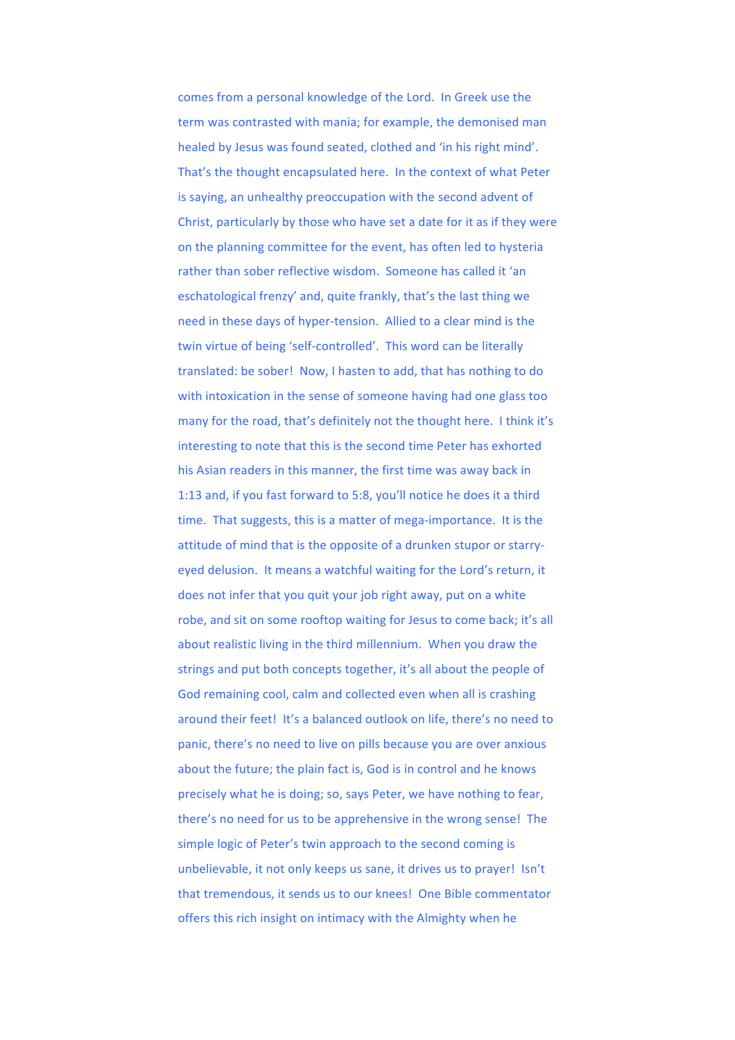comes from a personal knowledge of the Lord. In Greek use the term was contrasted with mania; for example, the demonised man healed by Jesus was found seated, clothed and 'in his right mind'. That's the thought encapsulated here. In the context of what Peter is saying, an unhealthy preoccupation with the second advent of Christ, particularly by those who have set a date for it as if they were on the planning committee for the event, has often led to hysteria rather than sober reflective wisdom. Someone has called it 'an eschatological frenzy' and, quite frankly, that's the last thing we need in these days of hyper-tension. Allied to a clear mind is the twin virtue of being 'self-controlled'. This word can be literally translated: be sober! Now, I hasten to add, that has nothing to do with intoxication in the sense of someone having had one glass too many for the road, that's definitely not the thought here. I think it's interesting to note that this is the second time Peter has exhorted his Asian readers in this manner, the first time was away back in 1:13 and, if you fast forward to 5:8, you'll notice he does it a third time. That suggests, this is a matter of mega-importance. It is the attitude of mind that is the opposite of a drunken stupor or starry-eyed delusion. It means a watchful waiting for the Lord's return, it does not infer that you quit your job right away, put on a white robe, and sit on some rooftop waiting for Jesus to come back; it's all about realistic living in the third millennium. When you draw the strings and put both concepts together, it's all about the people of God remaining cool, calm and collected even when all is crashing around their feet! It's a balanced outlook on life, there's no need to panic, there's no need to live on pills because you are over anxious about the future; the plain fact is, God is in control and he knows precisely what he is doing; so, says Peter, we have nothing to fear, there's no need for us to be apprehensive in the wrong sense! The simple logic of Peter's twin approach to the second coming is unbelievable, it not only keeps us sane, it drives us to prayer! Isn't that tremendous, it sends us to our knees! One Bible commentator offers this rich insight on intimacy with the Almighty when he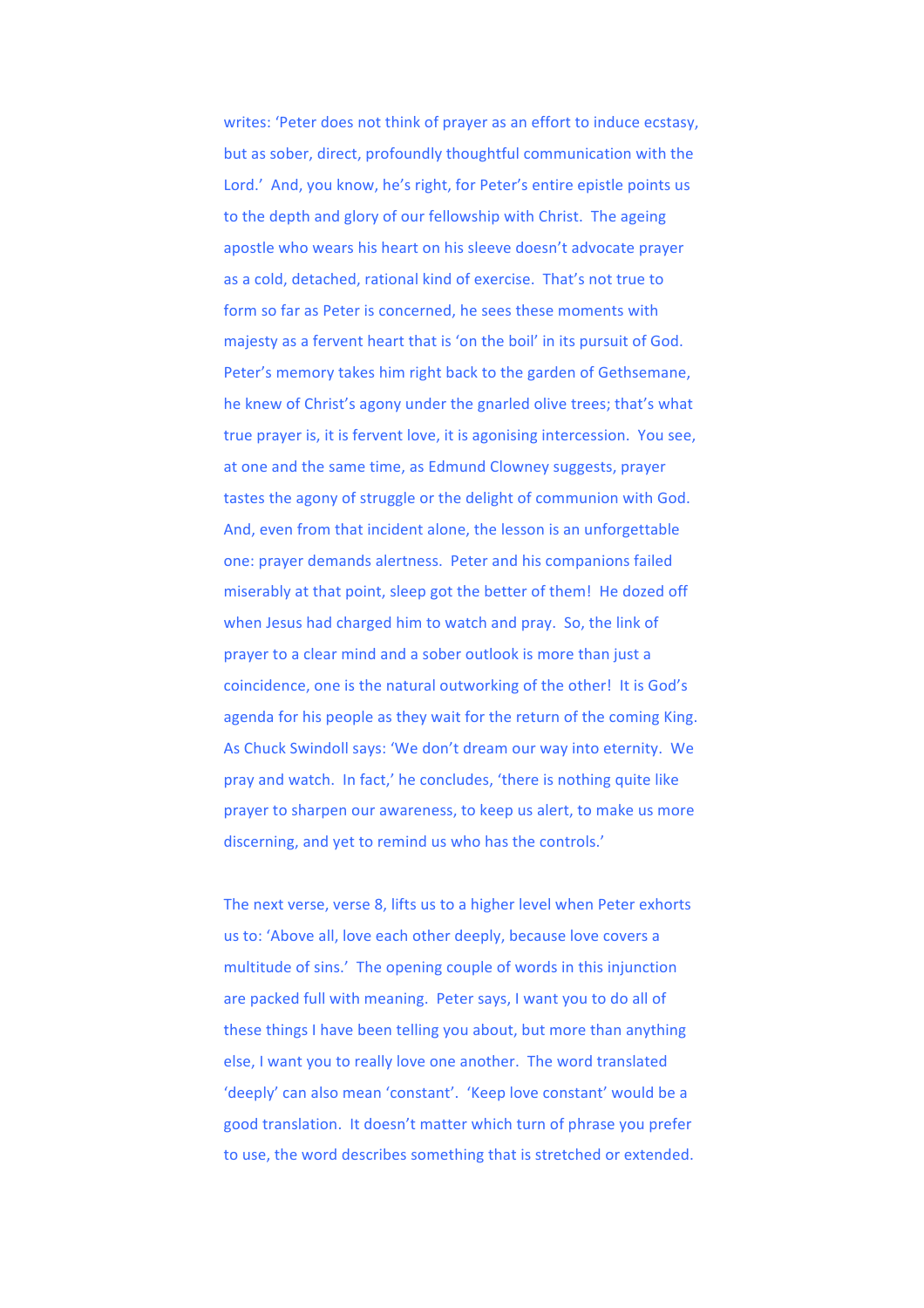writes: 'Peter does not think of prayer as an effort to induce ecstasy, but as sober, direct, profoundly thoughtful communication with the Lord.' And, you know, he's right, for Peter's entire epistle points us to the depth and glory of our fellowship with Christ. The ageing apostle who wears his heart on his sleeve doesn't advocate prayer as a cold, detached, rational kind of exercise. That's not true to form so far as Peter is concerned, he sees these moments with majesty as a fervent heart that is 'on the boil' in its pursuit of God. Peter's memory takes him right back to the garden of Gethsemane, he knew of Christ's agony under the gnarled olive trees; that's what true prayer is, it is fervent love, it is agonising intercession. You see, at one and the same time, as Edmund Clowney suggests, prayer tastes the agony of struggle or the delight of communion with God. And, even from that incident alone, the lesson is an unforgettable one: prayer demands alertness. Peter and his companions failed miserably at that point, sleep got the better of them! He dozed off when Jesus had charged him to watch and pray. So, the link of prayer to a clear mind and a sober outlook is more than just a coincidence, one is the natural outworking of the other! It is God's agenda for his people as they wait for the return of the coming King. As Chuck Swindoll says: 'We don't dream our way into eternity. We pray and watch. In fact,' he concludes, 'there is nothing quite like prayer to sharpen our awareness, to keep us alert, to make us more discerning, and yet to remind us who has the controls.'

The next verse, verse 8, lifts us to a higher level when Peter exhorts us to: 'Above all, love each other deeply, because love covers a multitude of sins.' The opening couple of words in this injunction are packed full with meaning. Peter says, I want you to do all of these things I have been telling you about, but more than anything else, I want you to really love one another. The word translated 'deeply' can also mean 'constant'. 'Keep love constant' would be a good translation. It doesn't matter which turn of phrase you prefer to use, the word describes something that is stretched or extended.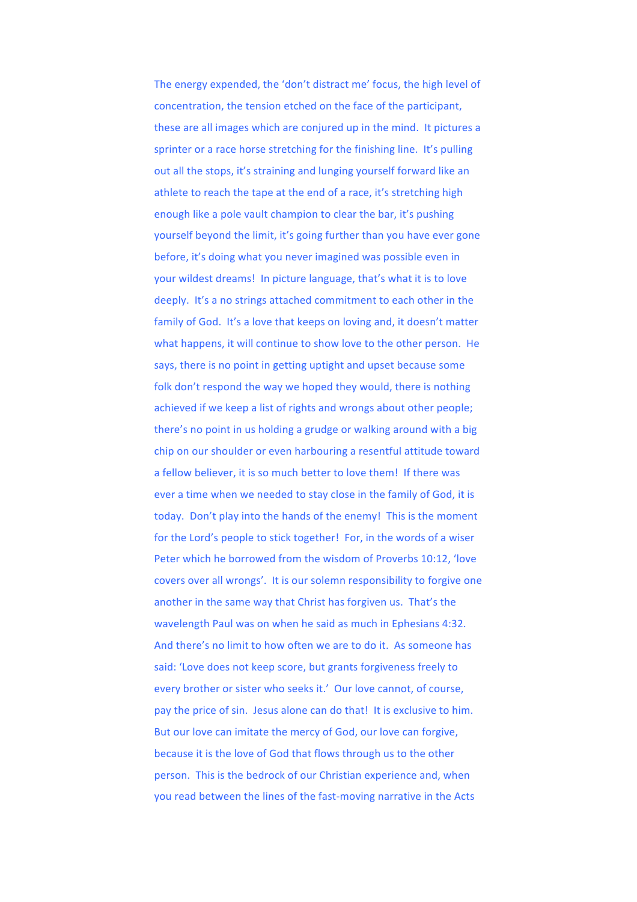The energy expended, the 'don't distract me' focus, the high level of concentration, the tension etched on the face of the participant, these are all images which are conjured up in the mind. It pictures a sprinter or a race horse stretching for the finishing line. It's pulling out all the stops, it's straining and lunging yourself forward like an athlete to reach the tape at the end of a race, it's stretching high enough like a pole vault champion to clear the bar, it's pushing yourself beyond the limit, it's going further than you have ever gone before, it's doing what you never imagined was possible even in your wildest dreams! In picture language, that's what it is to love deeply. It's a no strings attached commitment to each other in the family of God. It's a love that keeps on loving and, it doesn't matter what happens, it will continue to show love to the other person. He says, there is no point in getting uptight and upset because some folk don't respond the way we hoped they would, there is nothing achieved if we keep a list of rights and wrongs about other people; there's no point in us holding a grudge or walking around with a big chip on our shoulder or even harbouring a resentful attitude toward a fellow believer, it is so much better to love them! If there was ever a time when we needed to stay close in the family of God, it is today. Don't play into the hands of the enemy! This is the moment for the Lord's people to stick together! For, in the words of a wiser Peter which he borrowed from the wisdom of Proverbs 10:12, 'love covers over all wrongs'. It is our solemn responsibility to forgive one another in the same way that Christ has forgiven us. That's the wavelength Paul was on when he said as much in Ephesians 4:32. And there's no limit to how often we are to do it. As someone has said: 'Love does not keep score, but grants forgiveness freely to every brother or sister who seeks it.' Our love cannot, of course, pay the price of sin. Jesus alone can do that! It is exclusive to him. But our love can imitate the mercy of God, our love can forgive, because it is the love of God that flows through us to the other person. This is the bedrock of our Christian experience and, when you read between the lines of the fast-moving narrative in the Acts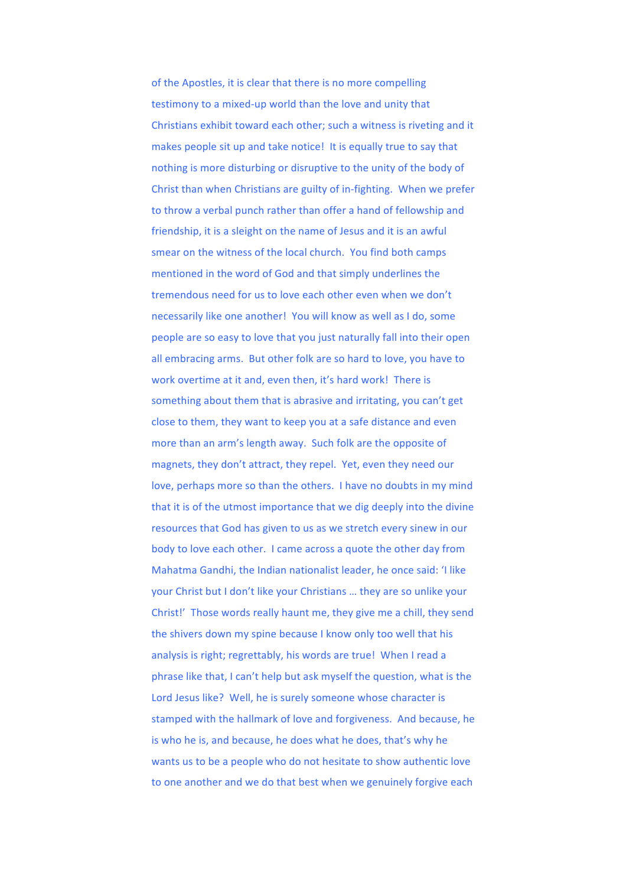of the Apostles, it is clear that there is no more compelling testimony to a mixed-up world than the love and unity that Christians exhibit toward each other; such a witness is riveting and it makes people sit up and take notice! It is equally true to say that nothing is more disturbing or disruptive to the unity of the body of Christ than when Christians are guilty of in-fighting. When we prefer to throw a verbal punch rather than offer a hand of fellowship and friendship, it is a sleight on the name of Jesus and it is an awful smear on the witness of the local church. You find both camps mentioned in the word of God and that simply underlines the tremendous need for us to love each other even when we don't necessarily like one another! You will know as well as I do, some people are so easy to love that you just naturally fall into their open all embracing arms. But other folk are so hard to love, you have to work overtime at it and, even then, it's hard work! There is something about them that is abrasive and irritating, you can't get close to them, they want to keep you at a safe distance and even more than an arm's length away. Such folk are the opposite of magnets, they don't attract, they repel. Yet, even they need our love, perhaps more so than the others. I have no doubts in my mind that it is of the utmost importance that we dig deeply into the divine resources that God has given to us as we stretch every sinew in our body to love each other. I came across a quote the other day from Mahatma Gandhi, the Indian nationalist leader, he once said: 'I like your Christ but I don't like your Christians … they are so unlike your Christ!' Those words really haunt me, they give me a chill, they send the shivers down my spine because I know only too well that his analysis is right; regrettably, his words are true! When I read a phrase like that, I can't help but ask myself the question, what is the Lord Jesus like? Well, he is surely someone whose character is stamped with the hallmark of love and forgiveness. And because, he is who he is, and because, he does what he does, that's why he wants us to be a people who do not hesitate to show authentic love to one another and we do that best when we genuinely forgive each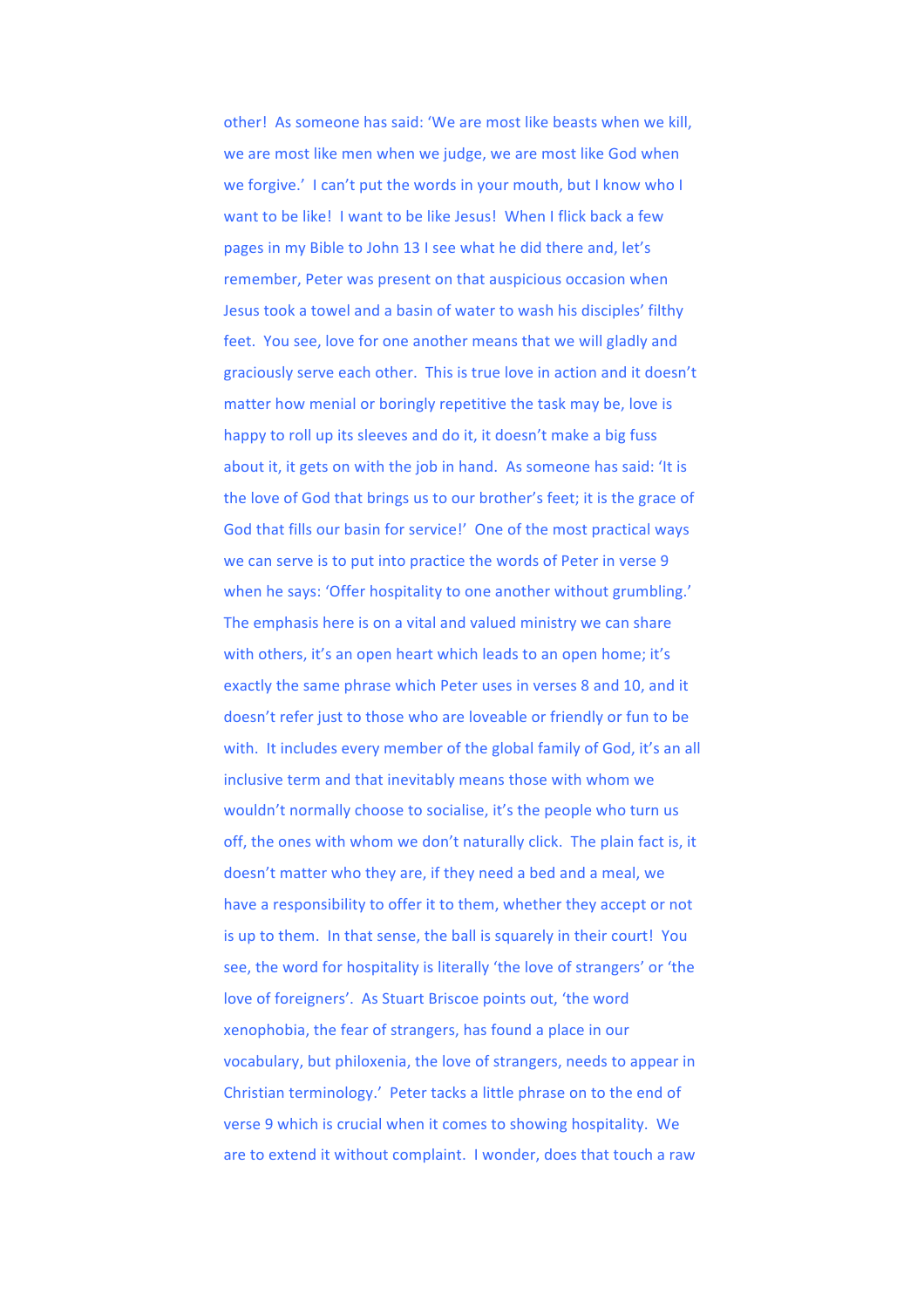other! As someone has said: 'We are most like beasts when we kill, we are most like men when we judge, we are most like God when we forgive.' I can't put the words in your mouth, but I know who I want to be like! I want to be like Jesus! When I flick back a few pages in my Bible to John 13 I see what he did there and, let's remember, Peter was present on that auspicious occasion when Jesus took a towel and a basin of water to wash his disciples' filthy feet. You see, love for one another means that we will gladly and graciously serve each other. This is true love in action and it doesn't matter how menial or boringly repetitive the task may be, love is happy to roll up its sleeves and do it, it doesn't make a big fuss about it, it gets on with the job in hand. As someone has said: 'It is the love of God that brings us to our brother's feet; it is the grace of God that fills our basin for service!' One of the most practical ways we can serve is to put into practice the words of Peter in verse 9 when he says: 'Offer hospitality to one another without grumbling.' The emphasis here is on a vital and valued ministry we can share with others, it's an open heart which leads to an open home; it's exactly the same phrase which Peter uses in verses 8 and 10, and it doesn't refer just to those who are loveable or friendly or fun to be with. It includes every member of the global family of God, it's an all inclusive term and that inevitably means those with whom we wouldn't normally choose to socialise, it's the people who turn us off, the ones with whom we don't naturally click. The plain fact is, it doesn't matter who they are, if they need a bed and a meal, we have a responsibility to offer it to them, whether they accept or not is up to them. In that sense, the ball is squarely in their court! You see, the word for hospitality is literally 'the love of strangers' or 'the love of foreigners'. As Stuart Briscoe points out, 'the word xenophobia, the fear of strangers, has found a place in our vocabulary, but philoxenia, the love of strangers, needs to appear in Christian terminology.' Peter tacks a little phrase on to the end of verse 9 which is crucial when it comes to showing hospitality. We are to extend it without complaint. I wonder, does that touch a raw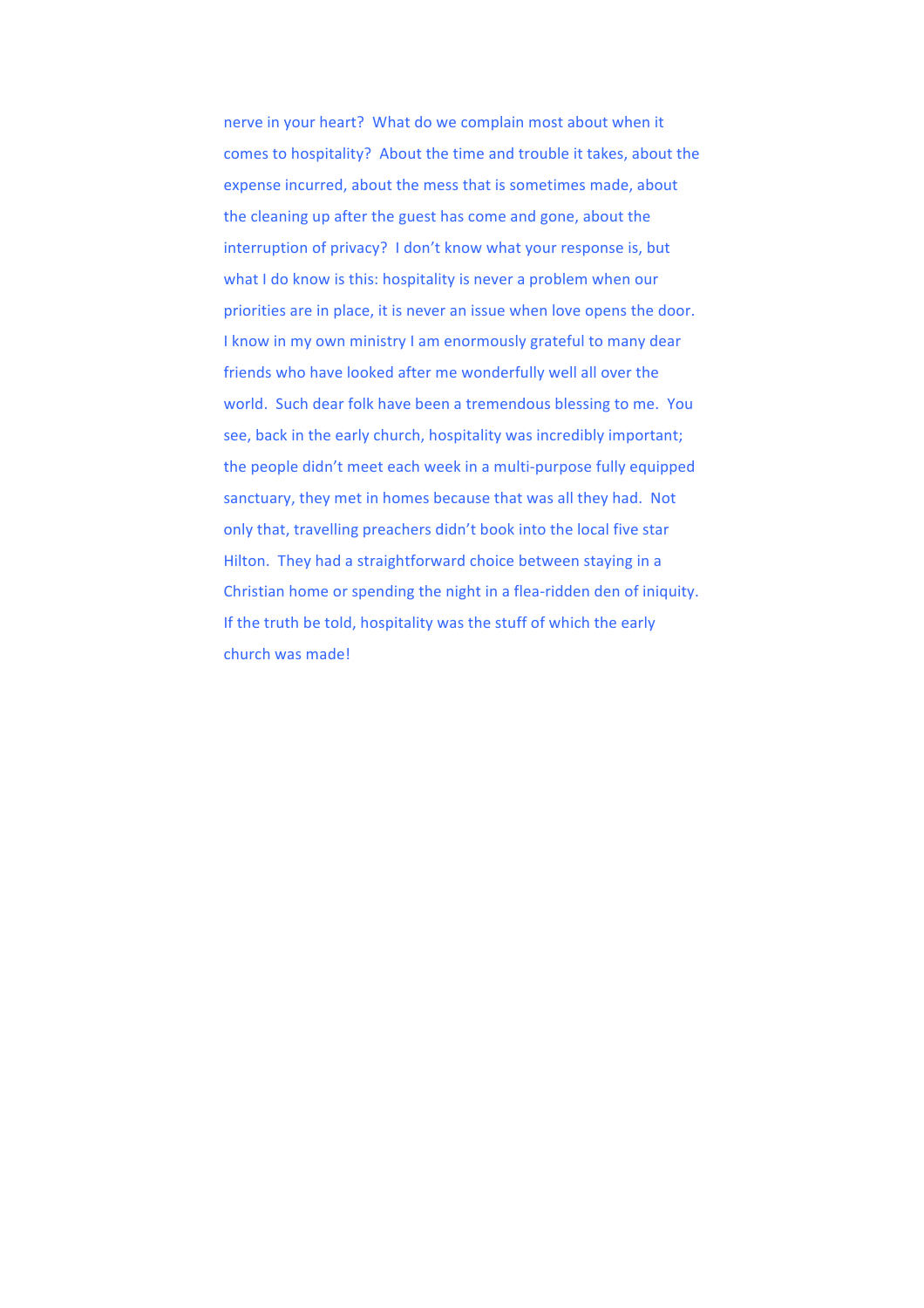nerve in your heart? What do we complain most about when it comes to hospitality? About the time and trouble it takes, about the expense incurred, about the mess that is sometimes made, about the cleaning up after the guest has come and gone, about the interruption of privacy? I don't know what your response is, but what I do know is this: hospitality is never a problem when our priorities are in place, it is never an issue when love opens the door. I know in my own ministry I am enormously grateful to many dear friends who have looked after me wonderfully well all over the world. Such dear folk have been a tremendous blessing to me. You see, back in the early church, hospitality was incredibly important; the people didn't meet each week in a multi-purpose fully equipped sanctuary, they met in homes because that was all they had. Not only that, travelling preachers didn't book into the local five star Hilton. They had a straightforward choice between staying in a Christian home or spending the night in a flea-ridden den of iniquity. If the truth be told, hospitality was the stuff of which the early church was made!